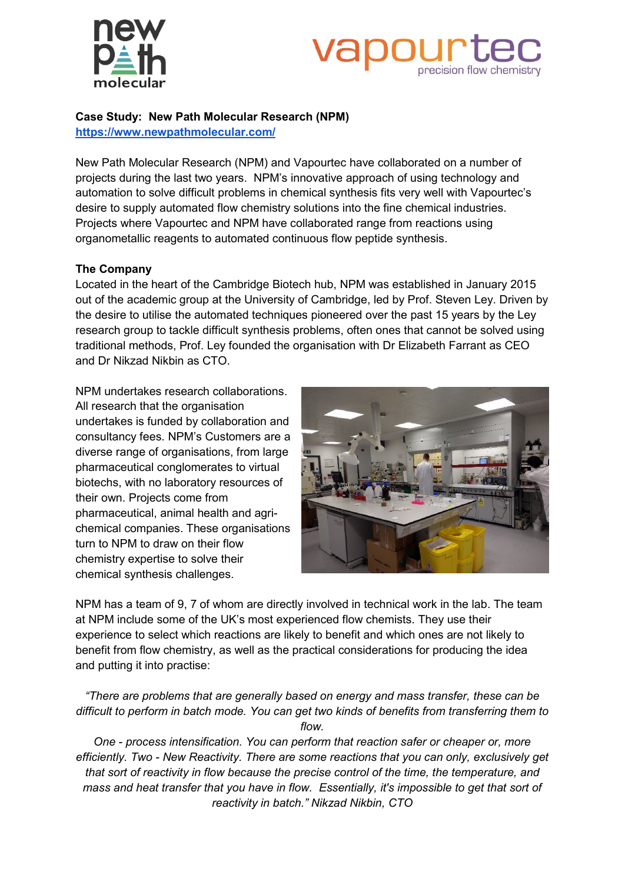**Case Study: New Path Molecular Research (NPM)**
[https://www.newpathmolecular.com/](https://www.newpathmolecular.com/)

New Path Molecular Research (NPM) and Vapourtec have collaborated on a number of projects during the last two years. NPM's innovative approach of using technology and automation to solve difficult problems in chemical synthesis fits very well with Vapourtec's desire to supply automated flow chemistry solutions into the fine chemical industries. Projects where Vapourtec and NPM have collaborated range from reactions using organometallic reagents to automated continuous flow peptide synthesis.

**The Company**

Located in the heart of the Cambridge Biotech hub, NPM was established in January 2015 out of the academic group at the University of Cambridge, led by Prof. Steven Ley. Driven by the desire to utilise the automated techniques pioneered over the past 15 years by the Ley research group to tackle difficult synthesis problems, often ones that cannot be solved using traditional methods, Prof. Ley founded the organisation with Dr Elizabeth Farrant as CEO and Dr Nikzad Nikbin as CTO.

NPM undertakes research collaborations. All research that the organisation undertakes is funded by collaboration and consultancy fees. NPM's Customers are a diverse range of organisations, from large pharmaceutical conglomerates to virtual biotechs, with no laboratory resources of their own. Projects come from pharmaceutical, animal health and agri-chemical companies. These organisations turn to NPM to draw on their flow chemistry expertise to solve their chemical synthesis challenges.

NPM has a team of 9, 7 of whom are directly involved in technical work in the lab. The team at NPM include some of the UK's most experienced flow chemists. They use their experience to select which reactions are likely to benefit and which ones are not likely to benefit from flow chemistry, as well as the practical considerations for producing the idea and putting it into practise:

*"There are problems that are generally based on energy and mass transfer, these can be difficult to perform in batch mode. You can get two kinds of benefits from transferring them to flow.*

*One - process intensification. You can perform that reaction safer or cheaper or, more efficiently. Two - New Reactivity. There are some reactions that you can only, exclusively get that sort of reactivity in flow because the precise control of the time, the temperature, and mass and heat transfer that you have in flow. Essentially, it's impossible to get that sort of reactivity in batch." Nikzad Nikbin, CTO*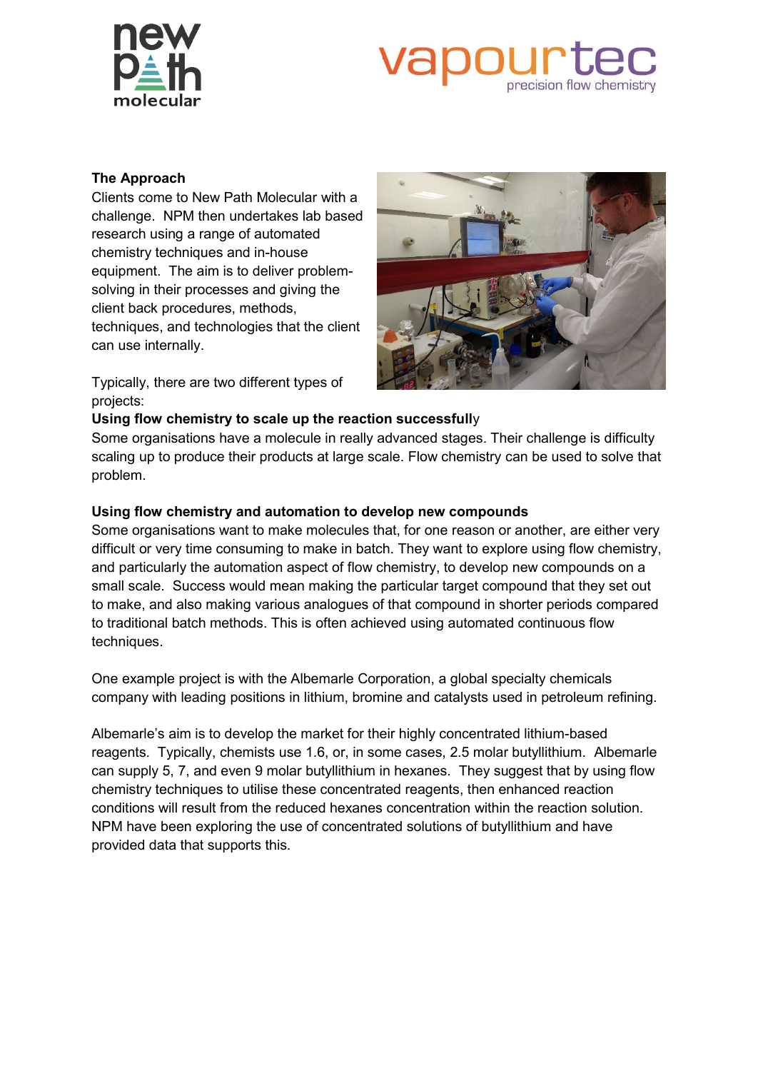### The Approach

Clients come to New Path Molecular with a challenge. NPM then undertakes lab based research using a range of automated chemistry techniques and in-house equipment. The aim is to deliver problem-solving in their processes and giving the client back procedures, methods, techniques, and technologies that the client can use internally.

Typically, there are two different types of projects:

**Using flow chemistry to scale up the reaction successfull**y

Some organisations have a molecule in really advanced stages. Their challenge is difficulty scaling up to produce their products at large scale. Flow chemistry can be used to solve that problem.

**Using flow chemistry and automation to develop new compounds**

Some organisations want to make molecules that, for one reason or another, are either very difficult or very time consuming to make in batch. They want to explore using flow chemistry, and particularly the automation aspect of flow chemistry, to develop new compounds on a small scale. Success would mean making the particular target compound that they set out to make, and also making various analogues of that compound in shorter periods compared to traditional batch methods. This is often achieved using automated continuous flow techniques.

One example project is with the Albemarle Corporation, a global specialty chemicals company with leading positions in lithium, bromine and catalysts used in petroleum refining.

Albemarle's aim is to develop the market for their highly concentrated lithium-based reagents. Typically, chemists use 1.6, or, in some cases, 2.5 molar butyllithium. Albemarle can supply 5, 7, and even 9 molar butyllithium in hexanes. They suggest that by using flow chemistry techniques to utilise these concentrated reagents, then enhanced reaction conditions will result from the reduced hexanes concentration within the reaction solution. NPM have been exploring the use of concentrated solutions of butyllithium and have provided data that supports this.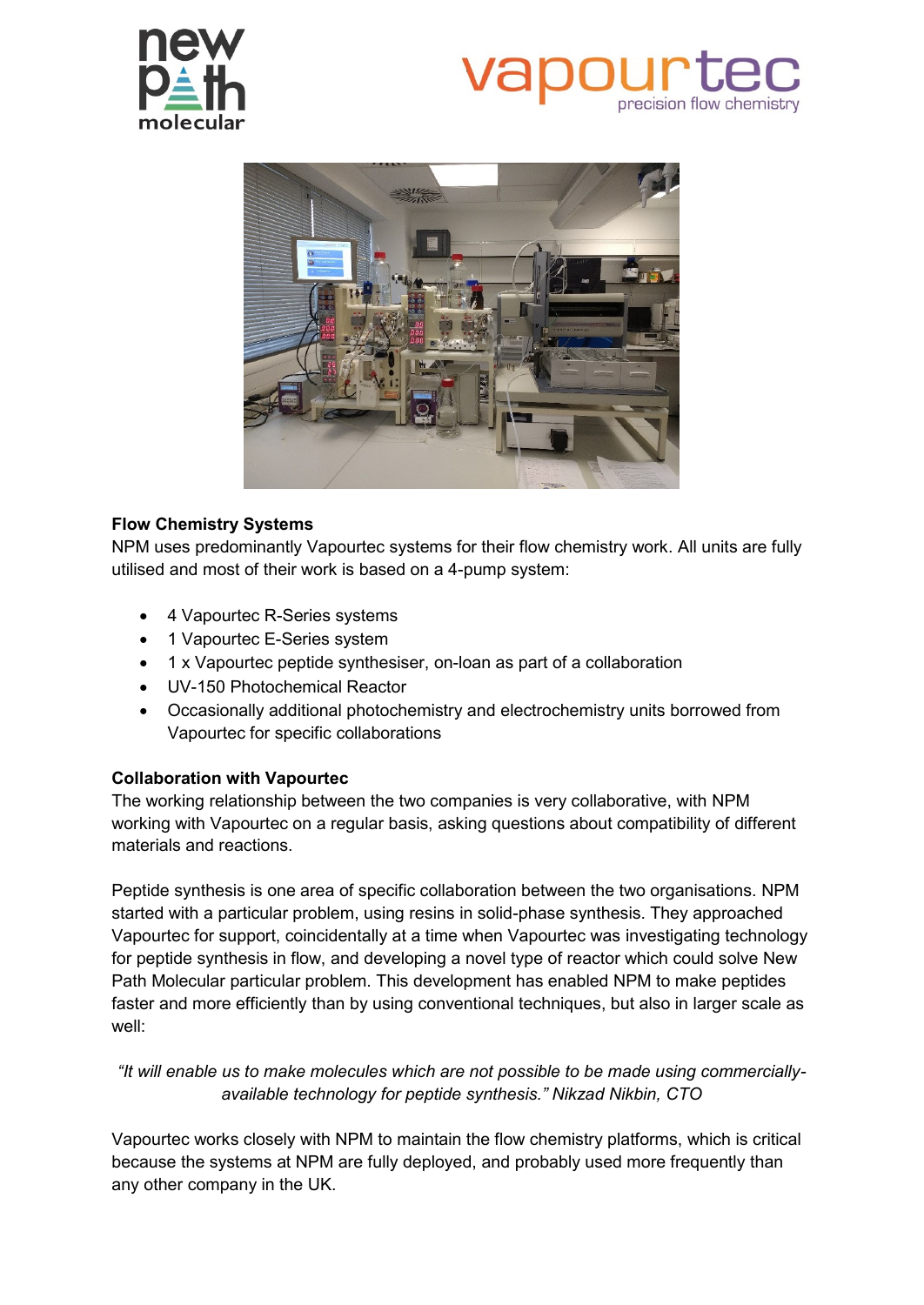## Flow Chemistry Systems

NPM uses predominantly Vapourtec systems for their flow chemistry work. All units are fully utilised and most of their work is based on a 4-pump system:

- 4 Vapourtec R-Series systems
- 1 Vapourtec E-Series system
- 1 x Vapourtec peptide synthesiser, on-loan as part of a collaboration
- UV-150 Photochemical Reactor
- Occasionally additional photochemistry and electrochemistry units borrowed from Vapourtec for specific collaborations

## Collaboration with Vapourtec

The working relationship between the two companies is very collaborative, with NPM working with Vapourtec on a regular basis, asking questions about compatibility of different materials and reactions.

Peptide synthesis is one area of specific collaboration between the two organisations. NPM started with a particular problem, using resins in solid-phase synthesis. They approached Vapourtec for support, coincidentally at a time when Vapourtec was investigating technology for peptide synthesis in flow, and developing a novel type of reactor which could solve New Path Molecular particular problem. This development has enabled NPM to make peptides faster and more efficiently than by using conventional techniques, but also in larger scale as well:

*"It will enable us to make molecules which are not possible to be made using commercially-available technology for peptide synthesis." Nikzad Nikbin, CTO*

Vapourtec works closely with NPM to maintain the flow chemistry platforms, which is critical because the systems at NPM are fully deployed, and probably used more frequently than any other company in the UK.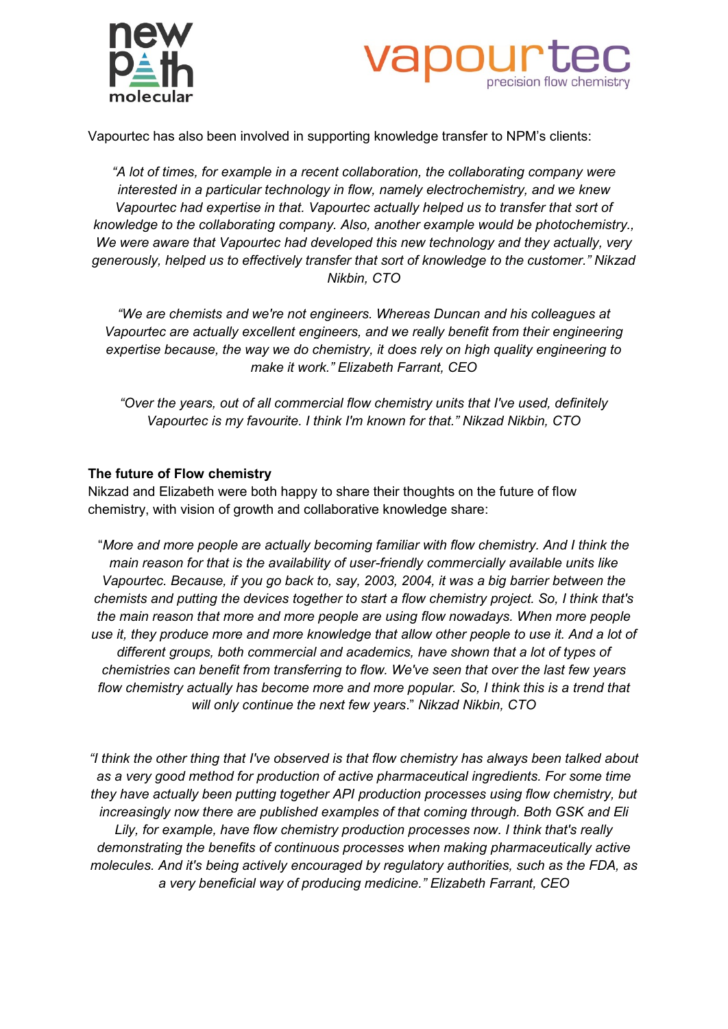Vapourtec has also been involved in supporting knowledge transfer to NPM's clients:

*"A lot of times, for example in a recent collaboration, the collaborating company were interested in a particular technology in flow, namely electrochemistry, and we knew Vapourtec had expertise in that. Vapourtec actually helped us to transfer that sort of knowledge to the collaborating company. Also, another example would be photochemistry., We were aware that Vapourtec had developed this new technology and they actually, very generously, helped us to effectively transfer that sort of knowledge to the customer." Nikzad Nikbin, CTO*

*"We are chemists and we're not engineers. Whereas Duncan and his colleagues at Vapourtec are actually excellent engineers, and we really benefit from their engineering expertise because, the way we do chemistry, it does rely on high quality engineering to make it work." Elizabeth Farrant, CEO*

*"Over the years, out of all commercial flow chemistry units that I've used, definitely Vapourtec is my favourite. I think I'm known for that." Nikzad Nikbin, CTO*

**The future of Flow chemistry**

Nikzad and Elizabeth were both happy to share their thoughts on the future of flow chemistry, with vision of growth and collaborative knowledge share:

"*More and more people are actually becoming familiar with flow chemistry. And I think the main reason for that is the availability of user-friendly commercially available units like Vapourtec. Because, if you go back to, say, 2003, 2004, it was a big barrier between the chemists and putting the devices together to start a flow chemistry project. So, I think that's the main reason that more and more people are using flow nowadays. When more people use it, they produce more and more knowledge that allow other people to use it. And a lot of different groups, both commercial and academics, have shown that a lot of types of chemistries can benefit from transferring to flow. We've seen that over the last few years flow chemistry actually has become more and more popular. So, I think this is a trend that will only continue the next few years*." *Nikzad Nikbin, CTO*

*"I think the other thing that I've observed is that flow chemistry has always been talked about as a very good method for production of active pharmaceutical ingredients. For some time they have actually been putting together API production processes using flow chemistry, but increasingly now there are published examples of that coming through. Both GSK and Eli Lily, for example, have flow chemistry production processes now. I think that's really demonstrating the benefits of continuous processes when making pharmaceutically active molecules. And it's being actively encouraged by regulatory authorities, such as the FDA, as a very beneficial way of producing medicine." Elizabeth Farrant, CEO*